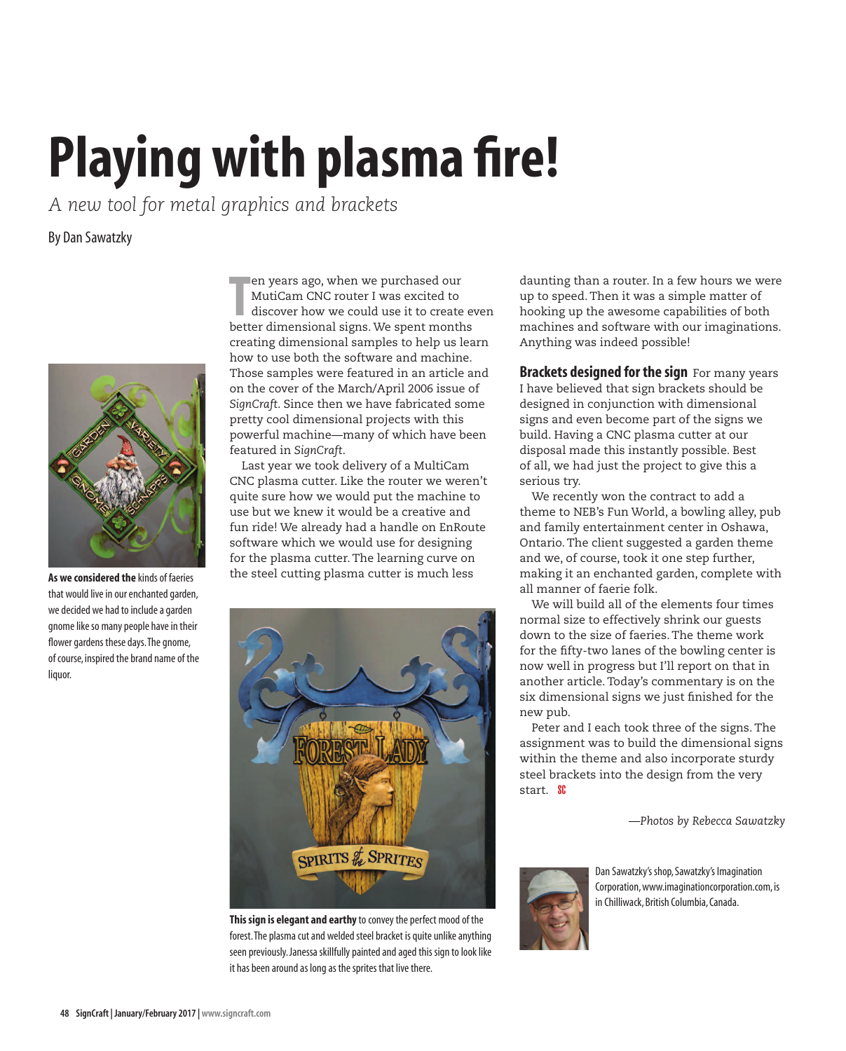# Playing with plasma fire!

*A new tool for metal graphics and brackets*

By Dan Sawatzky

Ten years ago, when we purchased our MutiCam CNC router I was excited to discover how we could use it to create even better dimensional signs. We spent months creating dimensional samples to help us learn how to use both the software and machine. Those samples were featured in an article and on the cover of the March/April 2006 issue of *SignCraft*. Since then we have fabricated some pretty cool dimensional projects with this powerful machine—many of which have been featured in *SignCraft*.

Last year we took delivery of a MultiCam CNC plasma cutter. Like the router we weren't quite sure how we would put the machine to use but we knew it would be a creative and fun ride! We already had a handle on EnRoute software which we would use for designing for the plasma cutter. The learning curve on the steel cutting plasma cutter is much less daunting than a router. In a few hours we were up to speed. Then it was a simple matter of hooking up the awesome capabilities of both machines and software with our imaginations. Anything was indeed possible!

**Brackets designed for the sign** For many years I have believed that sign brackets should be designed in conjunction with dimensional signs and even become part of the signs we build. Having a CNC plasma cutter at our disposal made this instantly possible. Best of all, we had just the project to give this a serious try.

We recently won the contract to add a theme to NEB's Fun World, a bowling alley, pub and family entertainment center in Oshawa, Ontario. The client suggested a garden theme and we, of course, took it one step further, making it an enchanted garden, complete with all manner of faerie folk.

We will build all of the elements four times normal size to effectively shrink our guests down to the size of faeries. The theme work for the fifty-two lanes of the bowling center is now well in progress but I'll report on that in another article. Today's commentary is on the six dimensional signs we just finished for the new pub.

Peter and I each took three of the signs. The assignment was to build the dimensional signs within the theme and also incorporate sturdy steel brackets into the design from the very start. SC

*—Photos by Rebecca Sawatzky*

**As we considered the** kinds of faeries that would live in our enchanted garden, we decided we had to include a garden gnome like so many people have in their flower gardens these days. The gnome, of course, inspired the brand name of the liquor.

**This sign is elegant and earthy** to convey the perfect mood of the forest. The plasma cut and welded steel bracket is quite unlike anything seen previously. Janessa skillfully painted and aged this sign to look like it has been around as long as the sprites that live there.

Dan Sawatzky's shop, Sawatzky's Imagination Corporation, www.imaginationcorporation.com, is in Chilliwack, British Columbia, Canada.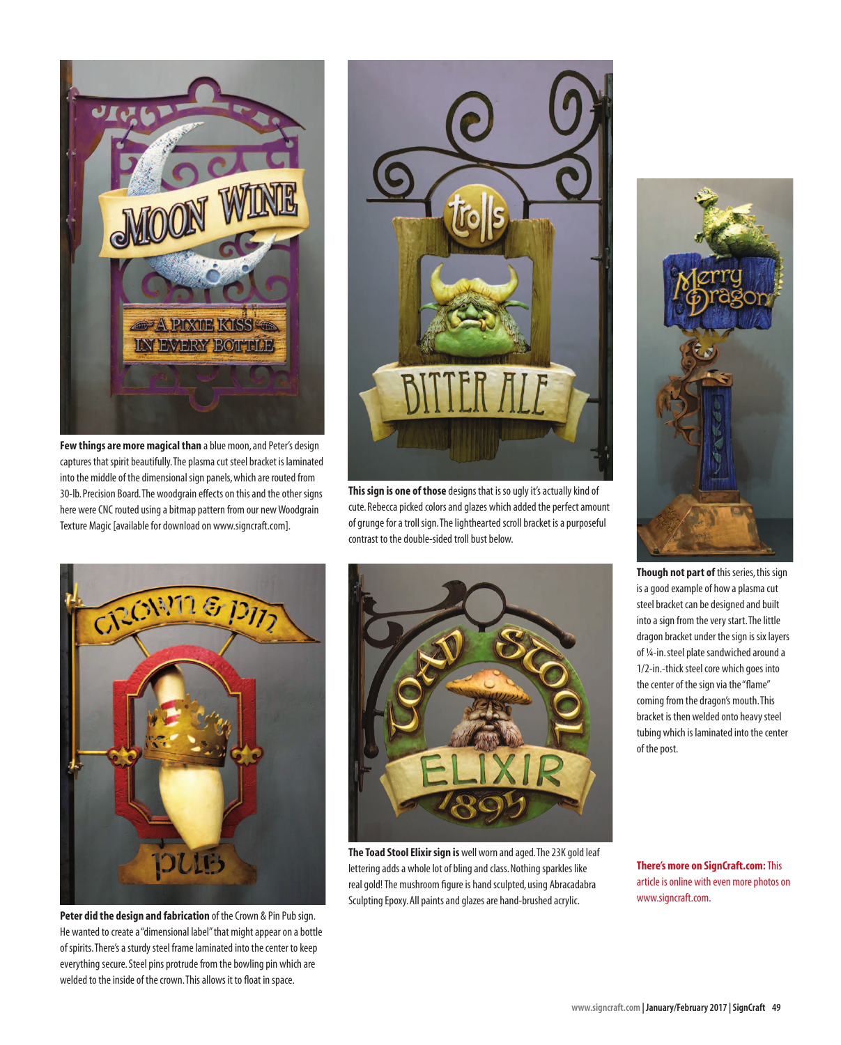**Few things are more magical than** a blue moon, and Peter's design captures that spirit beautifully. The plasma cut steel bracket is laminated into the middle of the dimensional sign panels, which are routed from 30-lb. Precision Board. The woodgrain effects on this and the other signs here were CNC routed using a bitmap pattern from our new Woodgrain Texture Magic [available for download on www.signcraft.com].

**This sign is one of those** designs that is so ugly it's actually kind of cute. Rebecca picked colors and glazes which added the perfect amount of grunge for a troll sign. The lighthearted scroll bracket is a purposeful contrast to the double-sided troll bust below.

**Though not part of** this series, this sign is a good example of how a plasma cut steel bracket can be designed and built into a sign from the very start. The little dragon bracket under the sign is six layers of ¼-in. steel plate sandwiched around a 1/2-in.-thick steel core which goes into the center of the sign via the "flame" coming from the dragon's mouth. This bracket is then welded onto heavy steel tubing which is laminated into the center of the post.

**Peter did the design and fabrication** of the Crown & Pin Pub sign. He wanted to create a "dimensional label" that might appear on a bottle of spirits. There's a sturdy steel frame laminated into the center to keep everything secure. Steel pins protrude from the bowling pin which are welded to the inside of the crown. This allows it to float in space.

**The Toad Stool Elixir sign is** well worn and aged. The 23K gold leaf lettering adds a whole lot of bling and class. Nothing sparkles like real gold! The mushroom figure is hand sculpted, using Abracadabra Sculpting Epoxy. All paints and glazes are hand-brushed acrylic.

**There's more on SignCraft.com:** This article is online with even more photos on www.signcraft.com.